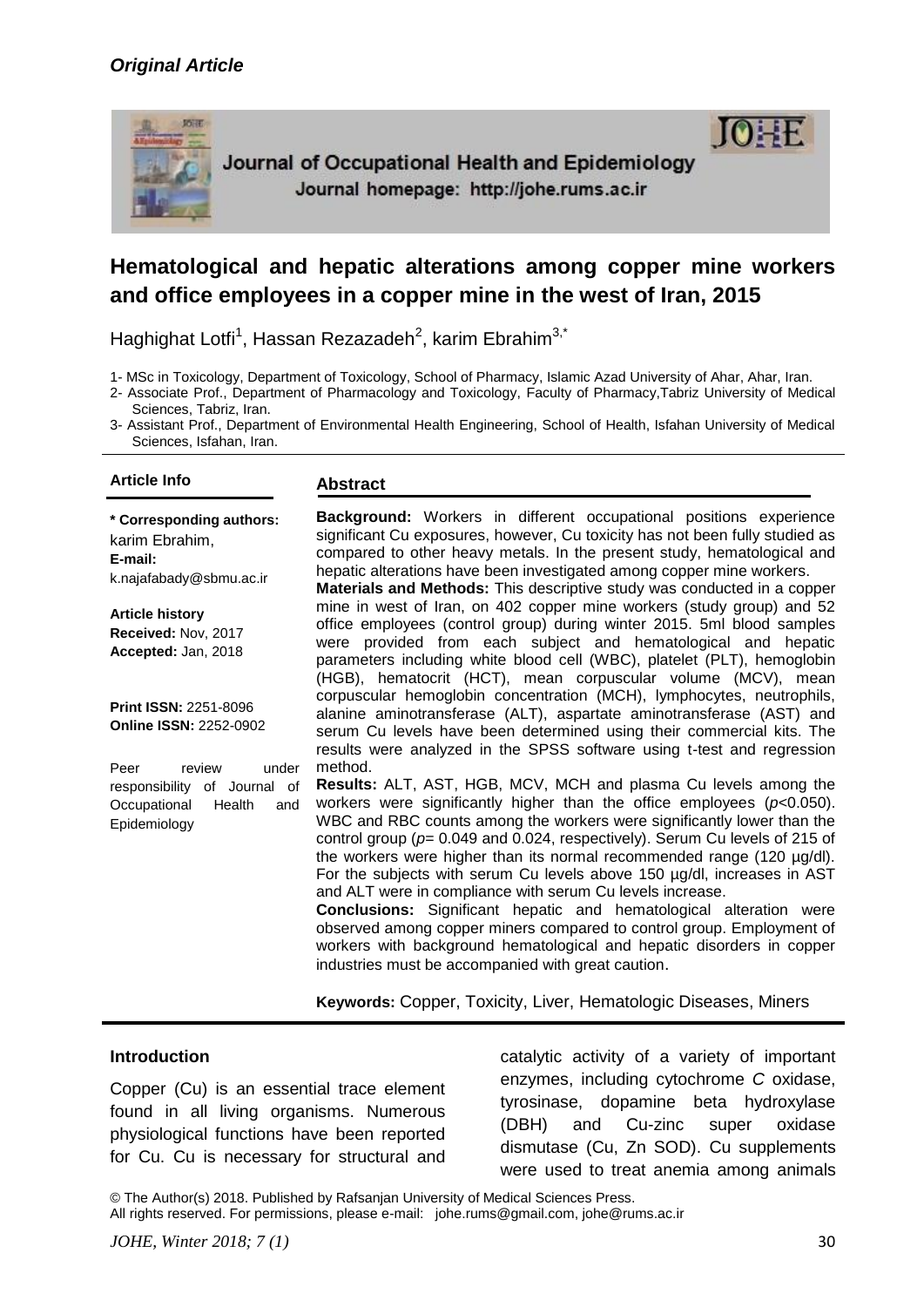*Original Article*

Journal of Occupational Health and Epidemiology

Journal homepage: http://johe.rums.ac.ir

# Hematological and hepatic alterations among copper mine workers and office employees in a copper mine in the west of Iran, 2015

Haghighat Lotfi[1], Hassan Rezazadeh[2], karim Ebrahim[3,*]

1- MSc in Toxicology, Department of Toxicology, School of Pharmacy, Islamic Azad University of Ahar, Ahar, Iran.
2- Associate Prof., Department of Pharmacology and Toxicology, Faculty of Pharmacy,Tabriz University of Medical Sciences, Tabriz, Iran.
3- Assistant Prof., Department of Environmental Health Engineering, School of Health, Isfahan University of Medical Sciences, Isfahan, Iran.

**Article Info**

**\* Corresponding authors:** karim Ebrahim,
**E-mail:** k.najafabady@sbmu.ac.ir

**Article history**
**Received:** Nov, 2017
**Accepted:** Jan, 2018

**Print ISSN:** 2251-8096
**Online ISSN:** 2252-0902

Peer review under responsibility of Journal of Occupational Health and Epidemiology

## Abstract

**Background:** Workers in different occupational positions experience significant Cu exposures, however, Cu toxicity has not been fully studied as compared to other heavy metals. In the present study, hematological and hepatic alterations have been investigated among copper mine workers.

**Materials and Methods:** This descriptive study was conducted in a copper mine in west of Iran, on 402 copper mine workers (study group) and 52 office employees (control group) during winter 2015. 5ml blood samples were provided from each subject and hematological and hepatic parameters including white blood cell (WBC), platelet (PLT), hemoglobin (HGB), hematocrit (HCT), mean corpuscular volume (MCV), mean corpuscular hemoglobin concentration (MCH), lymphocytes, neutrophils, alanine aminotransferase (ALT), aspartate aminotransferase (AST) and serum Cu levels have been determined using their commercial kits. The results were analyzed in the SPSS software using t-test and regression method.

**Results:** ALT, AST, HGB, MCV, MCH and plasma Cu levels among the workers were significantly higher than the office employees ($p<0.050$). WBC and RBC counts among the workers were significantly lower than the control group ($p= 0.049$ and 0.024, respectively). Serum Cu levels of 215 of the workers were higher than its normal recommended range (120 µg/dl). For the subjects with serum Cu levels above 150 µg/dl, increases in AST and ALT were in compliance with serum Cu levels increase.

**Conclusions:** Significant hepatic and hematological alteration were observed among copper miners compared to control group. Employment of workers with background hematological and hepatic disorders in copper industries must be accompanied with great caution.

**Keywords:** Copper, Toxicity, Liver, Hematologic Diseases, Miners

## Introduction

Copper (Cu) is an essential trace element found in all living organisms. Numerous physiological functions have been reported for Cu. Cu is necessary for structural and catalytic activity of a variety of important enzymes, including cytochrome *C* oxidase, tyrosinase, dopamine beta hydroxylase (DBH) and Cu-zinc super oxidase dismutase (Cu, Zn SOD). Cu supplements were used to treat anemia among animals

© The Author(s) 2018. Published by Rafsanjan University of Medical Sciences Press.
All rights reserved. For permissions, please e-mail: johe.rums@gmail.com, johe@rums.ac.ir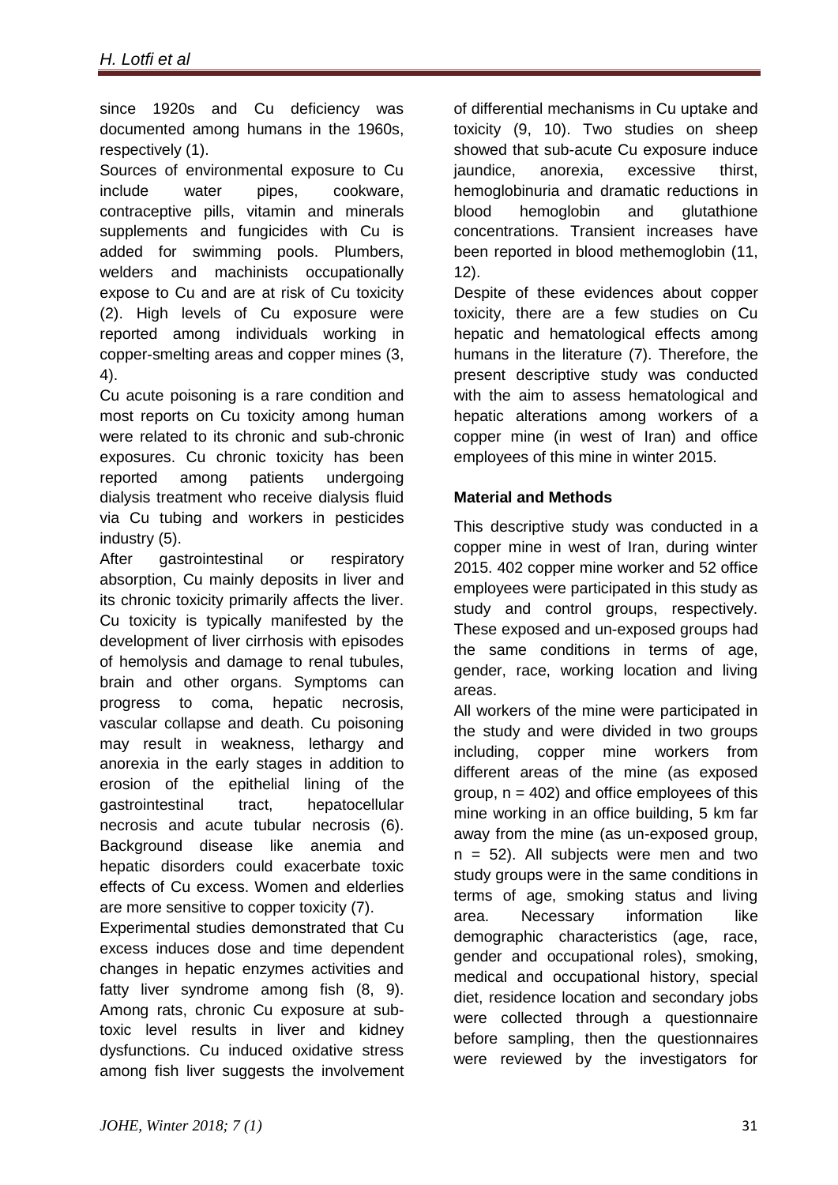since 1920s and Cu deficiency was documented among humans in the 1960s, respectively (1).

Sources of environmental exposure to Cu include water pipes, cookware, contraceptive pills, vitamin and minerals supplements and fungicides with Cu is added for swimming pools. Plumbers, welders and machinists occupationally expose to Cu and are at risk of Cu toxicity (2). High levels of Cu exposure were reported among individuals working in copper-smelting areas and copper mines (3, 4).

Cu acute poisoning is a rare condition and most reports on Cu toxicity among human were related to its chronic and sub-chronic exposures. Cu chronic toxicity has been reported among patients undergoing dialysis treatment who receive dialysis fluid via Cu tubing and workers in pesticides industry (5).

After gastrointestinal or respiratory absorption, Cu mainly deposits in liver and its chronic toxicity primarily affects the liver. Cu toxicity is typically manifested by the development of liver cirrhosis with episodes of hemolysis and damage to renal tubules, brain and other organs. Symptoms can progress to coma, hepatic necrosis, vascular collapse and death. Cu poisoning may result in weakness, lethargy and anorexia in the early stages in addition to erosion of the epithelial lining of the gastrointestinal tract, hepatocellular necrosis and acute tubular necrosis (6). Background disease like anemia and hepatic disorders could exacerbate toxic effects of Cu excess. Women and elderlies are more sensitive to copper toxicity (7).

Experimental studies demonstrated that Cu excess induces dose and time dependent changes in hepatic enzymes activities and fatty liver syndrome among fish (8, 9). Among rats, chronic Cu exposure at sub-toxic level results in liver and kidney dysfunctions. Cu induced oxidative stress among fish liver suggests the involvement of differential mechanisms in Cu uptake and toxicity (9, 10). Two studies on sheep showed that sub-acute Cu exposure induce jaundice, anorexia, excessive thirst, hemoglobinuria and dramatic reductions in blood hemoglobin and glutathione concentrations. Transient increases have been reported in blood methemoglobin (11, 12).

Despite of these evidences about copper toxicity, there are a few studies on Cu hepatic and hematological effects among humans in the literature (7). Therefore, the present descriptive study was conducted with the aim to assess hematological and hepatic alterations among workers of a copper mine (in west of Iran) and office employees of this mine in winter 2015.

## Material and Methods

This descriptive study was conducted in a copper mine in west of Iran, during winter 2015. 402 copper mine worker and 52 office employees were participated in this study as study and control groups, respectively. These exposed and un-exposed groups had the same conditions in terms of age, gender, race, working location and living areas.

All workers of the mine were participated in the study and were divided in two groups including, copper mine workers from different areas of the mine (as exposed group, n = 402) and office employees of this mine working in an office building, 5 km far away from the mine (as un-exposed group, n = 52). All subjects were men and two study groups were in the same conditions in terms of age, smoking status and living area. Necessary information like demographic characteristics (age, race, gender and occupational roles), smoking, medical and occupational history, special diet, residence location and secondary jobs were collected through a questionnaire before sampling, then the questionnaires were reviewed by the investigators for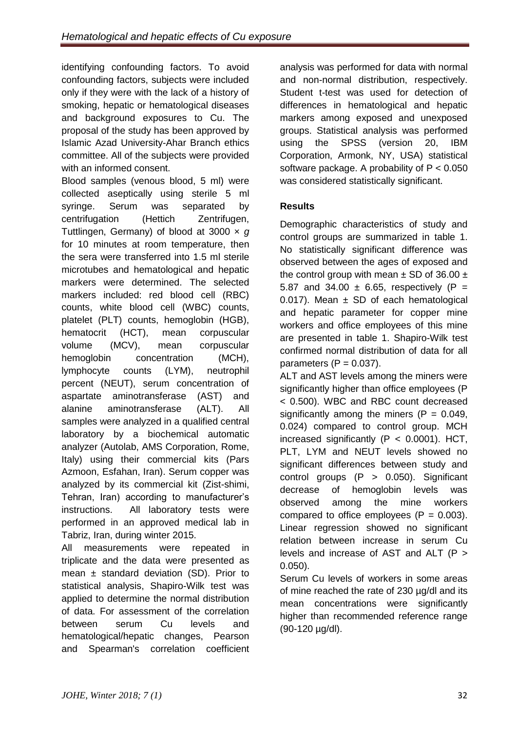identifying confounding factors. To avoid confounding factors, subjects were included only if they were with the lack of a history of smoking, hepatic or hematological diseases and background exposures to Cu. The proposal of the study has been approved by Islamic Azad University-Ahar Branch ethics committee. All of the subjects were provided with an informed consent.

Blood samples (venous blood, 5 ml) were collected aseptically using sterile 5 ml syringe. Serum was separated by centrifugation (Hettich Zentrifugen, Tuttlingen, Germany) of blood at 3000 × *g* for 10 minutes at room temperature, then the sera were transferred into 1.5 ml sterile microtubes and hematological and hepatic markers were determined. The selected markers included: red blood cell (RBC) counts, white blood cell (WBC) counts, platelet (PLT) counts, hemoglobin (HGB), hematocrit (HCT), mean corpuscular volume (MCV), mean corpuscular hemoglobin concentration (MCH), lymphocyte counts (LYM), neutrophil percent (NEUT), serum concentration of aspartate aminotransferase (AST) and alanine aminotransferase (ALT). All samples were analyzed in a qualified central laboratory by a biochemical automatic analyzer (Autolab, AMS Corporation, Rome, Italy) using their commercial kits (Pars Azmoon, Esfahan, Iran). Serum copper was analyzed by its commercial kit (Zist-shimi, Tehran, Iran) according to manufacturer's instructions. All laboratory tests were performed in an approved medical lab in Tabriz, Iran, during winter 2015.

All measurements were repeated in triplicate and the data were presented as mean ± standard deviation (SD). Prior to statistical analysis, Shapiro-Wilk test was applied to determine the normal distribution of data. For assessment of the correlation between serum Cu levels and hematological/hepatic changes, Pearson and Spearman's correlation coefficient analysis was performed for data with normal and non-normal distribution, respectively. Student t-test was used for detection of differences in hematological and hepatic markers among exposed and unexposed groups. Statistical analysis was performed using the SPSS (version 20, IBM Corporation, Armonk, NY, USA) statistical software package. A probability of $P < 0.050$ was considered statistically significant.

## Results

Demographic characteristics of study and control groups are summarized in table 1. No statistically significant difference was observed between the ages of exposed and the control group with mean ± SD of 36.00 ± 5.87 and 34.00 ± 6.65, respectively ($P = 0.017$). Mean ± SD of each hematological and hepatic parameter for copper mine workers and office employees of this mine are presented in table 1. Shapiro-Wilk test confirmed normal distribution of data for all parameters ($P = 0.037$).

ALT and AST levels among the miners were significantly higher than office employees ($P < 0.500$). WBC and RBC count decreased significantly among the miners ($P = 0.049$, 0.024) compared to control group. MCH increased significantly ($P < 0.0001$). HCT, PLT, LYM and NEUT levels showed no significant differences between study and control groups ($P > 0.050$). Significant decrease of hemoglobin levels was observed among the mine workers compared to office employees ($P = 0.003$). Linear regression showed no significant relation between increase in serum Cu levels and increase of AST and ALT ($P > 0.050$).

Serum Cu levels of workers in some areas of mine reached the rate of 230 µg/dl and its mean concentrations were significantly higher than recommended reference range (90-120 µg/dl).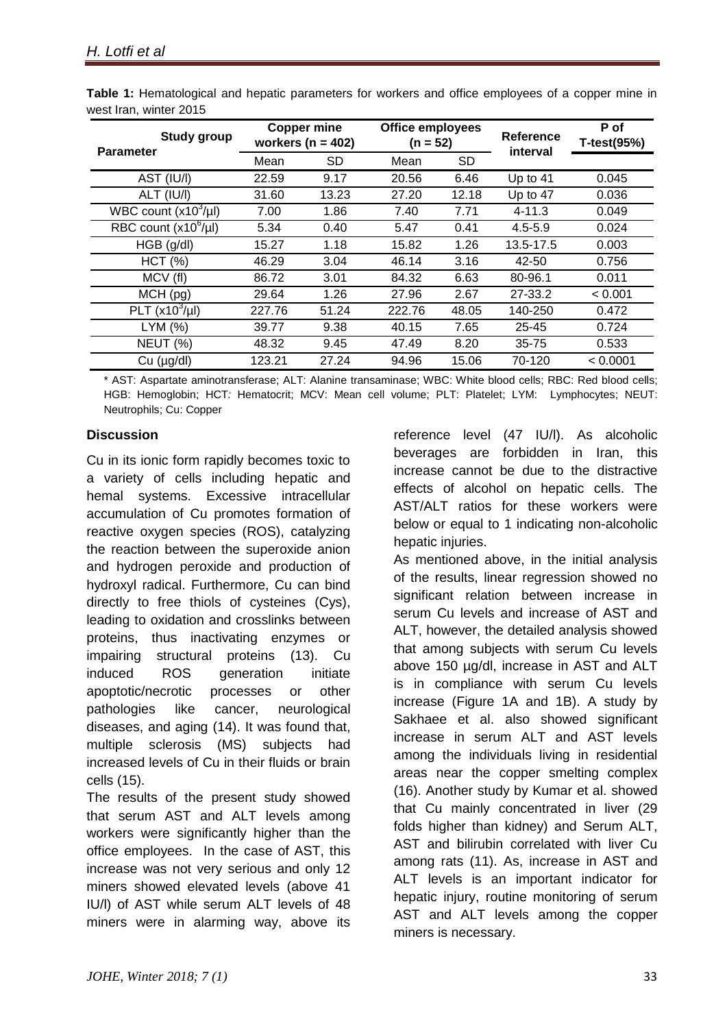**Table 1:** Hematological and hepatic parameters for workers and office employees of a copper mine in west Iran, winter 2015

| Study group / Parameter | Copper mine workers (n = 402) | | Office employees (n = 52) | | Reference interval | P of T-test(95%) |
|---|---|---|---|---|---|---|
| | Mean | SD | Mean | SD | | |
| AST (IU/l) | 22.59 | 9.17 | 20.56 | 6.46 | Up to 41 | 0.045 |
| ALT (IU/l) | 31.60 | 13.23 | 27.20 | 12.18 | Up to 47 | 0.036 |
| WBC count ($x10^3$/µl) | 7.00 | 1.86 | 7.40 | 7.71 | 4-11.3 | 0.049 |
| RBC count ($x10^6$/µl) | 5.34 | 0.40 | 5.47 | 0.41 | 4.5-5.9 | 0.024 |
| HGB (g/dl) | 15.27 | 1.18 | 15.82 | 1.26 | 13.5-17.5 | 0.003 |
| HCT (%) | 46.29 | 3.04 | 46.14 | 3.16 | 42-50 | 0.756 |
| MCV (fl) | 86.72 | 3.01 | 84.32 | 6.63 | 80-96.1 | 0.011 |
| MCH (pg) | 29.64 | 1.26 | 27.96 | 2.67 | 27-33.2 | < 0.001 |
| PLT ($x10^3$/µl) | 227.76 | 51.24 | 222.76 | 48.05 | 140-250 | 0.472 |
| LYM (%) | 39.77 | 9.38 | 40.15 | 7.65 | 25-45 | 0.724 |
| NEUT (%) | 48.32 | 9.45 | 47.49 | 8.20 | 35-75 | 0.533 |
| Cu (µg/dl) | 123.21 | 27.24 | 94.96 | 15.06 | 70-120 | < 0.0001 |

* AST: Aspartate aminotransferase; ALT: Alanine transaminase; WBC: White blood cells; RBC: Red blood cells; HGB: Hemoglobin; HCT: Hematocrit; MCV: Mean cell volume; PLT: Platelet; LYM: Lymphocytes; NEUT: Neutrophils; Cu: Copper

## Discussion

Cu in its ionic form rapidly becomes toxic to a variety of cells including hepatic and hemal systems. Excessive intracellular accumulation of Cu promotes formation of reactive oxygen species (ROS), catalyzing the reaction between the superoxide anion and hydrogen peroxide and production of hydroxyl radical. Furthermore, Cu can bind directly to free thiols of cysteines (Cys), leading to oxidation and crosslinks between proteins, thus inactivating enzymes or impairing structural proteins (13). Cu induced ROS generation initiate apoptotic/necrotic processes or other pathologies like cancer, neurological diseases, and aging (14). It was found that, multiple sclerosis (MS) subjects had increased levels of Cu in their fluids or brain cells (15).

The results of the present study showed that serum AST and ALT levels among workers were significantly higher than the office employees. In the case of AST, this increase was not very serious and only 12 miners showed elevated levels (above 41 IU/l) of AST while serum ALT levels of 48 miners were in alarming way, above its reference level (47 IU/l). As alcoholic beverages are forbidden in Iran, this increase cannot be due to the distractive effects of alcohol on hepatic cells. The AST/ALT ratios for these workers were below or equal to 1 indicating non-alcoholic hepatic injuries.

As mentioned above, in the initial analysis of the results, linear regression showed no significant relation between increase in serum Cu levels and increase of AST and ALT, however, the detailed analysis showed that among subjects with serum Cu levels above 150 µg/dl, increase in AST and ALT is in compliance with serum Cu levels increase (Figure 1A and 1B). A study by Sakhaee et al. also showed significant increase in serum ALT and AST levels among the individuals living in residential areas near the copper smelting complex (16). Another study by Kumar et al. showed that Cu mainly concentrated in liver (29 folds higher than kidney) and Serum ALT, AST and bilirubin correlated with liver Cu among rats (11). As, increase in AST and ALT levels is an important indicator for hepatic injury, routine monitoring of serum AST and ALT levels among the copper miners is necessary.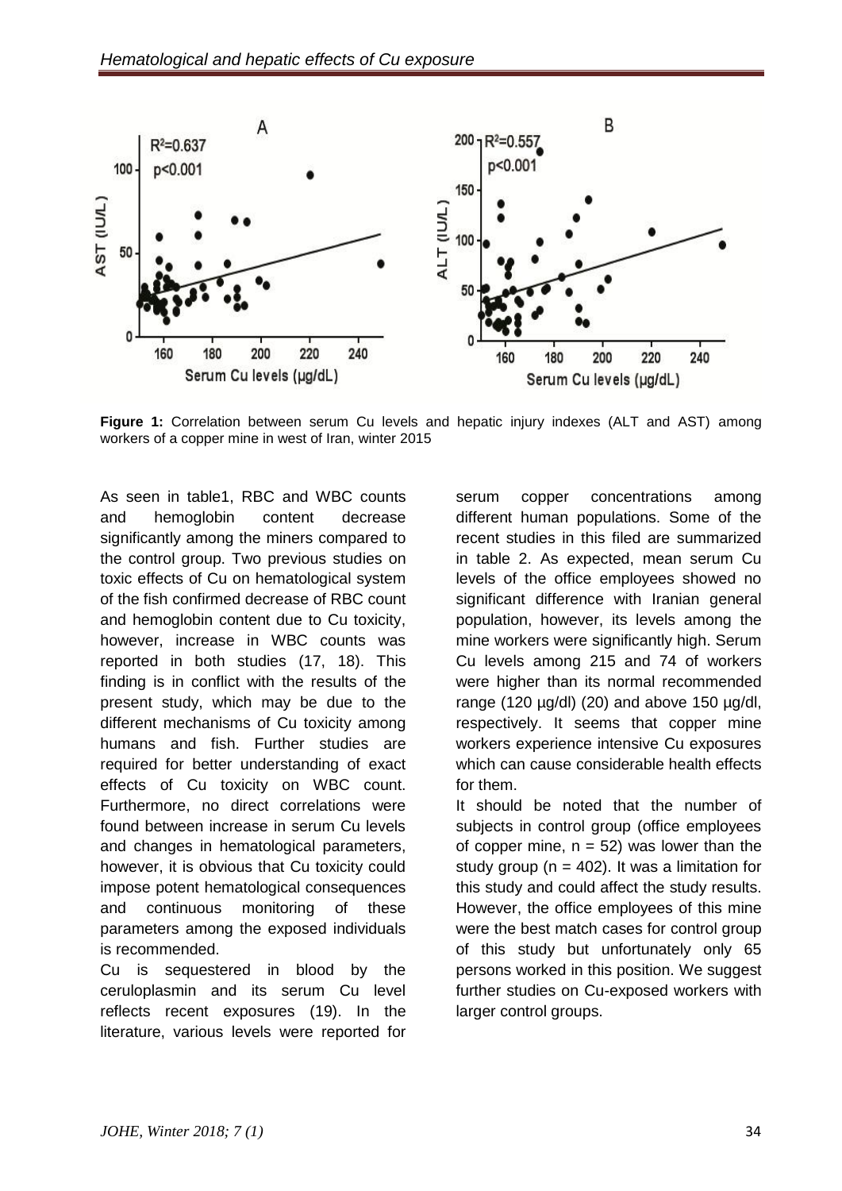**Figure 1:** Correlation between serum Cu levels and hepatic injury indexes (ALT and AST) among workers of a copper mine in west of Iran, winter 2015

As seen in table1, RBC and WBC counts and hemoglobin content decrease significantly among the miners compared to the control group. Two previous studies on toxic effects of Cu on hematological system of the fish confirmed decrease of RBC count and hemoglobin content due to Cu toxicity, however, increase in WBC counts was reported in both studies (17, 18). This finding is in conflict with the results of the present study, which may be due to the different mechanisms of Cu toxicity among humans and fish. Further studies are required for better understanding of exact effects of Cu toxicity on WBC count. Furthermore, no direct correlations were found between increase in serum Cu levels and changes in hematological parameters, however, it is obvious that Cu toxicity could impose potent hematological consequences and continuous monitoring of these parameters among the exposed individuals is recommended.

Cu is sequestered in blood by the ceruloplasmin and its serum Cu level reflects recent exposures (19). In the literature, various levels were reported for serum copper concentrations among different human populations. Some of the recent studies in this filed are summarized in table 2. As expected, mean serum Cu levels of the office employees showed no significant difference with Iranian general population, however, its levels among the mine workers were significantly high. Serum Cu levels among 215 and 74 of workers were higher than its normal recommended range (120 µg/dl) (20) and above 150 µg/dl, respectively. It seems that copper mine workers experience intensive Cu exposures which can cause considerable health effects for them.

It should be noted that the number of subjects in control group (office employees of copper mine, n = 52) was lower than the study group (n = 402). It was a limitation for this study and could affect the study results. However, the office employees of this mine were the best match cases for control group of this study but unfortunately only 65 persons worked in this position. We suggest further studies on Cu-exposed workers with larger control groups.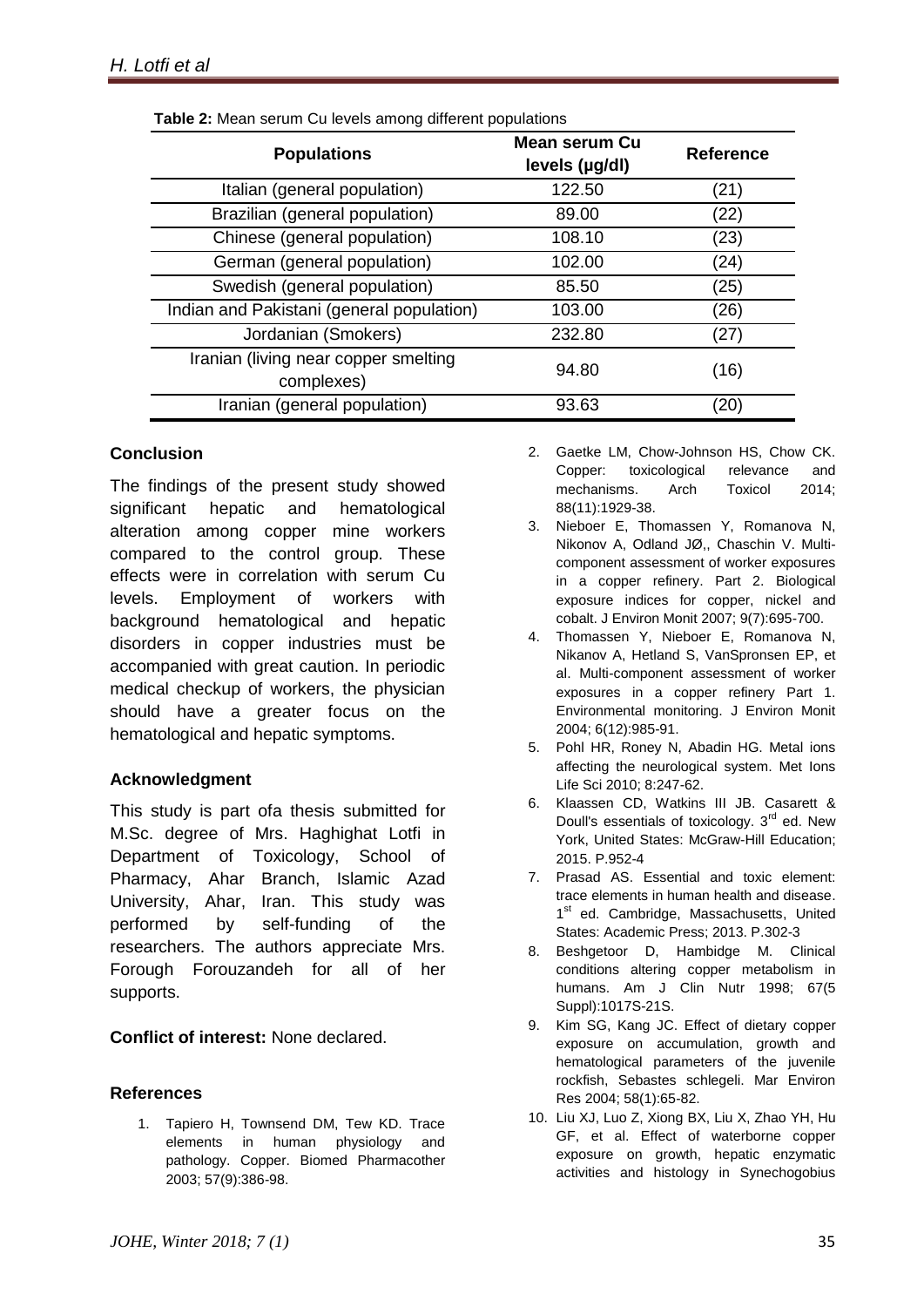**Table 2:** Mean serum Cu levels among different populations

| Populations | Mean serum Cu levels (µg/dl) | Reference |
|---|---|---|
| Italian (general population) | 122.50 | (21) |
| Brazilian (general population) | 89.00 | (22) |
| Chinese (general population) | 108.10 | (23) |
| German (general population) | 102.00 | (24) |
| Swedish (general population) | 85.50 | (25) |
| Indian and Pakistani (general population) | 103.00 | (26) |
| Jordanian (Smokers) | 232.80 | (27) |
| Iranian (living near copper smelting complexes) | 94.80 | (16) |
| Iranian (general population) | 93.63 | (20) |

## Conclusion

The findings of the present study showed significant hepatic and hematological alteration among copper mine workers compared to the control group. These effects were in correlation with serum Cu levels. Employment of workers with background hematological and hepatic disorders in copper industries must be accompanied with great caution. In periodic medical checkup of workers, the physician should have a greater focus on the hematological and hepatic symptoms.

## Acknowledgment

This study is part ofa thesis submitted for M.Sc. degree of Mrs. Haghighat Lotfi in Department of Toxicology, School of Pharmacy, Ahar Branch, Islamic Azad University, Ahar, Iran. This study was performed by self-funding of the researchers. The authors appreciate Mrs. Forough Forouzandeh for all of her supports.

**Conflict of interest:** None declared.

## References

1. Tapiero H, Townsend DM, Tew KD. Trace elements in human physiology and pathology. Copper. Biomed Pharmacother 2003; 57(9):386-98.
2. Gaetke LM, Chow-Johnson HS, Chow CK. Copper: toxicological relevance and mechanisms. Arch Toxicol 2014; 88(11):1929-38.
3. Nieboer E, Thomassen Y, Romanova N, Nikonov A, Odland JØ,, Chaschin V. Multi-component assessment of worker exposures in a copper refinery. Part 2. Biological exposure indices for copper, nickel and cobalt. J Environ Monit 2007; 9(7):695-700.
4. Thomassen Y, Nieboer E, Romanova N, Nikanov A, Hetland S, VanSpronsen EP, et al. Multi-component assessment of worker exposures in a copper refinery Part 1. Environmental monitoring. J Environ Monit 2004; 6(12):985-91.
5. Pohl HR, Roney N, Abadin HG. Metal ions affecting the neurological system. Met Ions Life Sci 2010; 8:247-62.
6. Klaassen CD, Watkins III JB. Casarett & Doull's essentials of toxicology. 3rd ed. New York, United States: McGraw-Hill Education; 2015. P.952-4
7. Prasad AS. Essential and toxic element: trace elements in human health and disease. 1st ed. Cambridge, Massachusetts, United States: Academic Press; 2013. P.302-3
8. Beshgetoor D, Hambidge M. Clinical conditions altering copper metabolism in humans. Am J Clin Nutr 1998; 67(5 Suppl):1017S-21S.
9. Kim SG, Kang JC. Effect of dietary copper exposure on accumulation, growth and hematological parameters of the juvenile rockfish, Sebastes schlegeli. Mar Environ Res 2004; 58(1):65-82.
10. Liu XJ, Luo Z, Xiong BX, Liu X, Zhao YH, Hu GF, et al. Effect of waterborne copper exposure on growth, hepatic enzymatic activities and histology in Synechogobius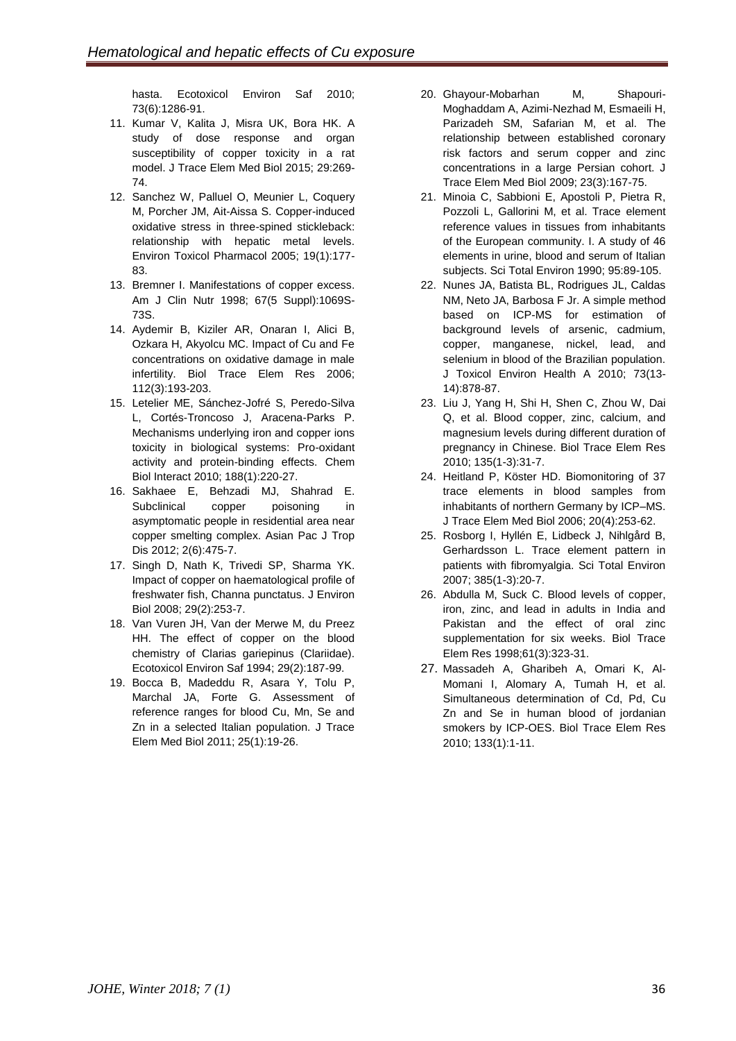hasta. Ecotoxicol Environ Saf 2010; 73(6):1286-91.

11. Kumar V, Kalita J, Misra UK, Bora HK. A study of dose response and organ susceptibility of copper toxicity in a rat model. J Trace Elem Med Biol 2015; 29:269-74.
12. Sanchez W, Palluel O, Meunier L, Coquery M, Porcher JM, Ait-Aissa S. Copper-induced oxidative stress in three-spined stickleback: relationship with hepatic metal levels. Environ Toxicol Pharmacol 2005; 19(1):177-83.
13. Bremner I. Manifestations of copper excess. Am J Clin Nutr 1998; 67(5 Suppl):1069S-73S.
14. Aydemir B, Kiziler AR, Onaran I, Alici B, Ozkara H, Akyolcu MC. Impact of Cu and Fe concentrations on oxidative damage in male infertility. Biol Trace Elem Res 2006; 112(3):193-203.
15. Letelier ME, Sánchez-Jofré S, Peredo-Silva L, Cortés-Troncoso J, Aracena-Parks P. Mechanisms underlying iron and copper ions toxicity in biological systems: Pro-oxidant activity and protein-binding effects. Chem Biol Interact 2010; 188(1):220-27.
16. Sakhaee E, Behzadi MJ, Shahrad E. Subclinical copper poisoning in asymptomatic people in residential area near copper smelting complex. Asian Pac J Trop Dis 2012; 2(6):475-7.
17. Singh D, Nath K, Trivedi SP, Sharma YK. Impact of copper on haematological profile of freshwater fish, Channa punctatus. J Environ Biol 2008; 29(2):253-7.
18. Van Vuren JH, Van der Merwe M, du Preez HH. The effect of copper on the blood chemistry of Clarias gariepinus (Clariidae). Ecotoxicol Environ Saf 1994; 29(2):187-99.
19. Bocca B, Madeddu R, Asara Y, Tolu P, Marchal JA, Forte G. Assessment of reference ranges for blood Cu, Mn, Se and Zn in a selected Italian population. J Trace Elem Med Biol 2011; 25(1):19-26.
20. Ghayour-Mobarhan M, Shapouri-Moghaddam A, Azimi-Nezhad M, Esmaeili H, Parizadeh SM, Safarian M, et al. The relationship between established coronary risk factors and serum copper and zinc concentrations in a large Persian cohort. J Trace Elem Med Biol 2009; 23(3):167-75.
21. Minoia C, Sabbioni E, Apostoli P, Pietra R, Pozzoli L, Gallorini M, et al. Trace element reference values in tissues from inhabitants of the European community. I. A study of 46 elements in urine, blood and serum of Italian subjects. Sci Total Environ 1990; 95:89-105.
22. Nunes JA, Batista BL, Rodrigues JL, Caldas NM, Neto JA, Barbosa F Jr. A simple method based on ICP-MS for estimation of background levels of arsenic, cadmium, copper, manganese, nickel, lead, and selenium in blood of the Brazilian population. J Toxicol Environ Health A 2010; 73(13-14):878-87.
23. Liu J, Yang H, Shi H, Shen C, Zhou W, Dai Q, et al. Blood copper, zinc, calcium, and magnesium levels during different duration of pregnancy in Chinese. Biol Trace Elem Res 2010; 135(1-3):31-7.
24. Heitland P, Köster HD. Biomonitoring of 37 trace elements in blood samples from inhabitants of northern Germany by ICP–MS. J Trace Elem Med Biol 2006; 20(4):253-62.
25. Rosborg I, Hyllén E, Lidbeck J, Nihlgård B, Gerhardsson L. Trace element pattern in patients with fibromyalgia. Sci Total Environ 2007; 385(1-3):20-7.
26. Abdulla M, Suck C. Blood levels of copper, iron, zinc, and lead in adults in India and Pakistan and the effect of oral zinc supplementation for six weeks. Biol Trace Elem Res 1998;61(3):323-31.
27. Massadeh A, Gharibeh A, Omari K, Al-Momani I, Alomary A, Tumah H, et al. Simultaneous determination of Cd, Pd, Cu Zn and Se in human blood of jordanian smokers by ICP-OES. Biol Trace Elem Res 2010; 133(1):1-11.